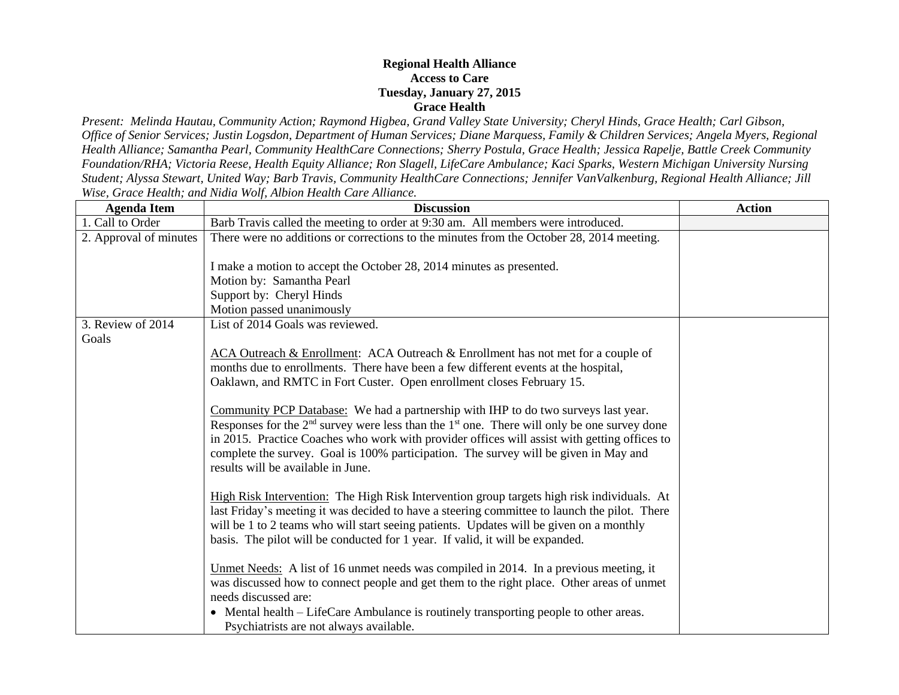**Regional Health Alliance**
**Access to Care**
**Tuesday, January 27, 2015**
**Grace Health**

*Present: Melinda Hautau, Community Action; Raymond Higbea, Grand Valley State University; Cheryl Hinds, Grace Health; Carl Gibson, Office of Senior Services; Justin Logsdon, Department of Human Services; Diane Marquess, Family & Children Services; Angela Myers, Regional Health Alliance; Samantha Pearl, Community HealthCare Connections; Sherry Postula, Grace Health; Jessica Rapelje, Battle Creek Community Foundation/RHA; Victoria Reese, Health Equity Alliance; Ron Slagell, LifeCare Ambulance; Kaci Sparks, Western Michigan University Nursing Student; Alyssa Stewart, United Way; Barb Travis, Community HealthCare Connections; Jennifer VanValkenburg, Regional Health Alliance; Jill Wise, Grace Health; and Nidia Wolf, Albion Health Care Alliance.*

| Agenda Item | Discussion | Action |
|---|---|---|
| 1. Call to Order | Barb Travis called the meeting to order at 9:30 am. All members were introduced. | |
| 2. Approval of minutes | There were no additions or corrections to the minutes from the October 28, 2014 meeting.<br><br>I make a motion to accept the October 28, 2014 minutes as presented.<br>Motion by: Samantha Pearl<br>Support by: Cheryl Hinds<br>Motion passed unanimously | |
| 3. Review of 2014 Goals | List of 2014 Goals was reviewed.<br><br><u>ACA Outreach & Enrollment</u>: ACA Outreach & Enrollment has not met for a couple of months due to enrollments. There have been a few different events at the hospital, Oaklawn, and RMTC in Fort Custer. Open enrollment closes February 15.<br><br><u>Community PCP Database:</u> We had a partnership with IHP to do two surveys last year. Responses for the 2nd survey were less than the 1st one. There will only be one survey done in 2015. Practice Coaches who work with provider offices will assist with getting offices to complete the survey. Goal is 100% participation. The survey will be given in May and results will be available in June.<br><br><u>High Risk Intervention:</u> The High Risk Intervention group targets high risk individuals. At last Friday's meeting it was decided to have a steering committee to launch the pilot. There will be 1 to 2 teams who will start seeing patients. Updates will be given on a monthly basis. The pilot will be conducted for 1 year. If valid, it will be expanded.<br><br><u>Unmet Needs:</u> A list of 16 unmet needs was compiled in 2014. In a previous meeting, it was discussed how to connect people and get them to the right place. Other areas of unmet needs discussed are:<br>• Mental health – LifeCare Ambulance is routinely transporting people to other areas. Psychiatrists are not always available. | |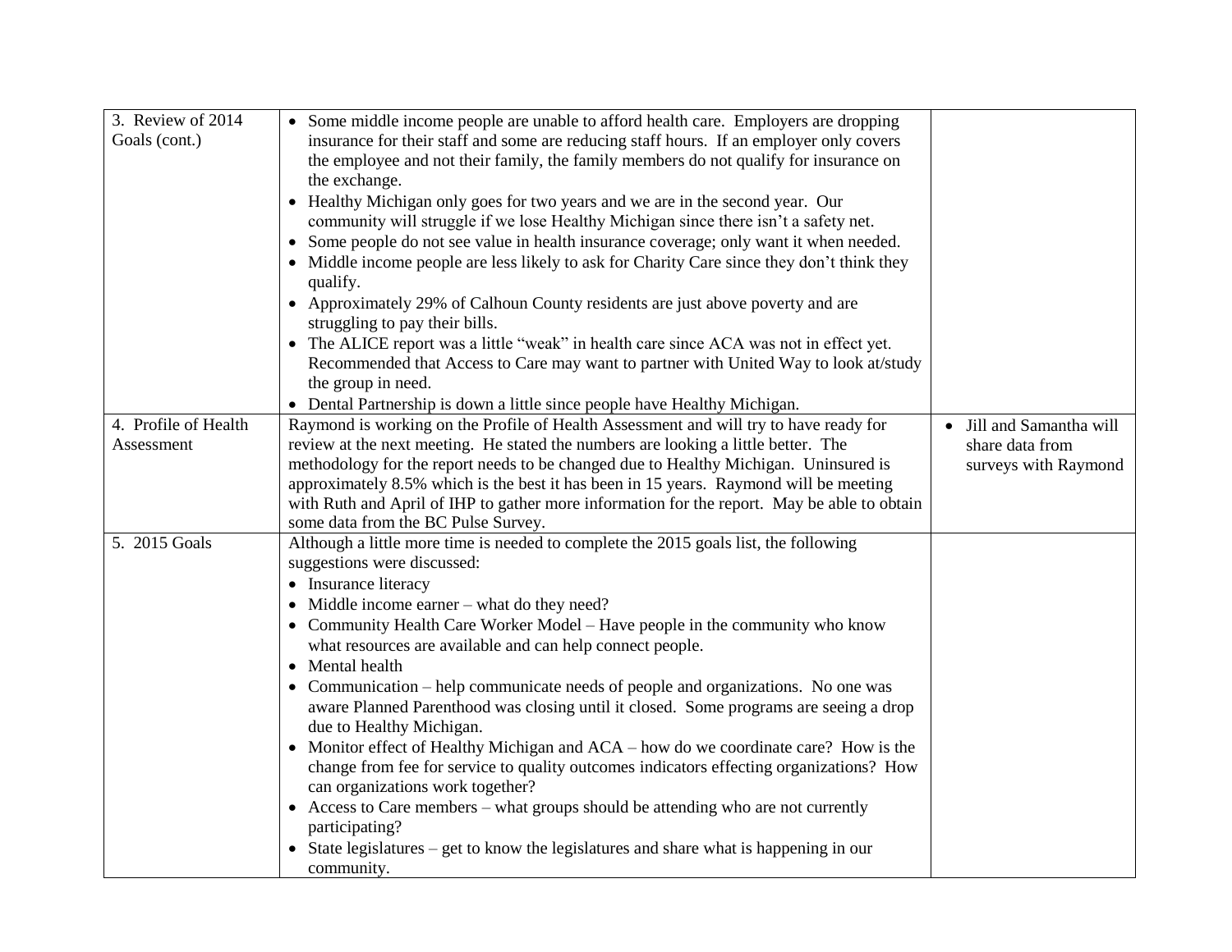| | | |
|---|---|---|
| 3. Review of 2014 Goals (cont.) | • Some middle income people are unable to afford health care. Employers are dropping insurance for their staff and some are reducing staff hours. If an employer only covers the employee and not their family, the family members do not qualify for insurance on the exchange.<br>• Healthy Michigan only goes for two years and we are in the second year. Our community will struggle if we lose Healthy Michigan since there isn't a safety net.<br>• Some people do not see value in health insurance coverage; only want it when needed.<br>• Middle income people are less likely to ask for Charity Care since they don't think they qualify.<br>• Approximately 29% of Calhoun County residents are just above poverty and are struggling to pay their bills.<br>• The ALICE report was a little "weak" in health care since ACA was not in effect yet. Recommended that Access to Care may want to partner with United Way to look at/study the group in need.<br>• Dental Partnership is down a little since people have Healthy Michigan. | |
| 4. Profile of Health Assessment | Raymond is working on the Profile of Health Assessment and will try to have ready for review at the next meeting. He stated the numbers are looking a little better. The methodology for the report needs to be changed due to Healthy Michigan. Uninsured is approximately 8.5% which is the best it has been in 15 years. Raymond will be meeting with Ruth and April of IHP to gather more information for the report. May be able to obtain some data from the BC Pulse Survey. | • Jill and Samantha will share data from surveys with Raymond |
| 5. 2015 Goals | Although a little more time is needed to complete the 2015 goals list, the following suggestions were discussed:<br>• Insurance literacy<br>• Middle income earner – what do they need?<br>• Community Health Care Worker Model – Have people in the community who know what resources are available and can help connect people.<br>• Mental health<br>• Communication – help communicate needs of people and organizations. No one was aware Planned Parenthood was closing until it closed. Some programs are seeing a drop due to Healthy Michigan.<br>• Monitor effect of Healthy Michigan and ACA – how do we coordinate care? How is the change from fee for service to quality outcomes indicators effecting organizations? How can organizations work together?<br>• Access to Care members – what groups should be attending who are not currently participating?<br>• State legislatures – get to know the legislatures and share what is happening in our community. | |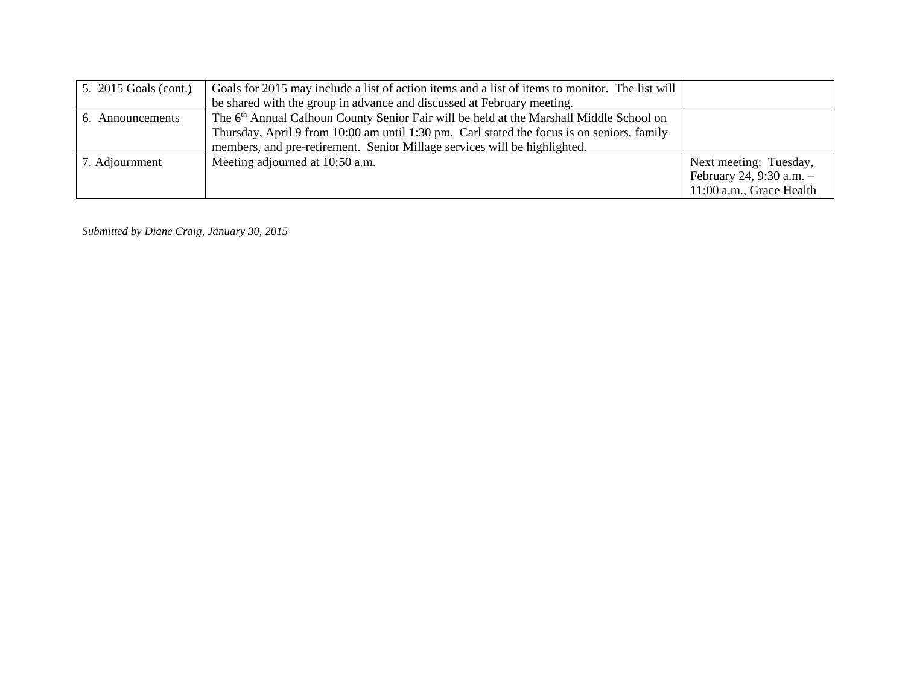| | | |
|---|---|---|
| 5. 2015 Goals (cont.) | Goals for 2015 may include a list of action items and a list of items to monitor. The list will be shared with the group in advance and discussed at February meeting. | |
| 6. Announcements | The 6th Annual Calhoun County Senior Fair will be held at the Marshall Middle School on Thursday, April 9 from 10:00 am until 1:30 pm. Carl stated the focus is on seniors, family members, and pre-retirement. Senior Millage services will be highlighted. | |
| 7. Adjournment | Meeting adjourned at 10:50 a.m. | Next meeting: Tuesday, February 24, 9:30 a.m. – 11:00 a.m., Grace Health |

*Submitted by Diane Craig, January 30, 2015*